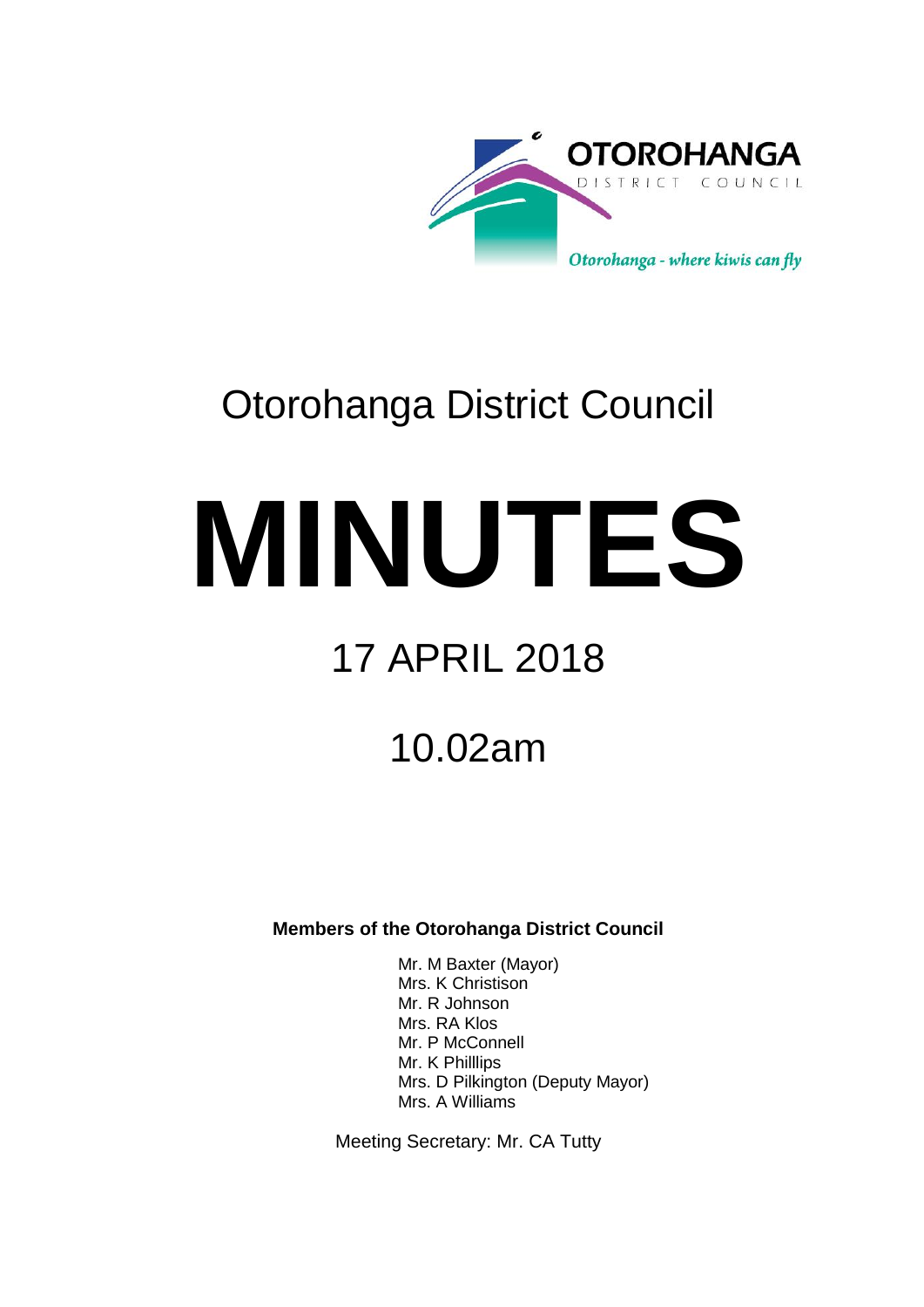OTOROHANGA
DISTRICT COUNCIL

*Otorohanga - where kiwis can fly*

# Otorohanga District Council

# MINUTES

## 17 APRIL 2018

## 10.02am

**Members of the Otorohanga District Council**

Mr. M Baxter (Mayor)
Mrs. K Christison
Mr. R Johnson
Mrs. RA Klos
Mr. P McConnell
Mr. K Philllips
Mrs. D Pilkington (Deputy Mayor)
Mrs. A Williams

Meeting Secretary: Mr. CA Tutty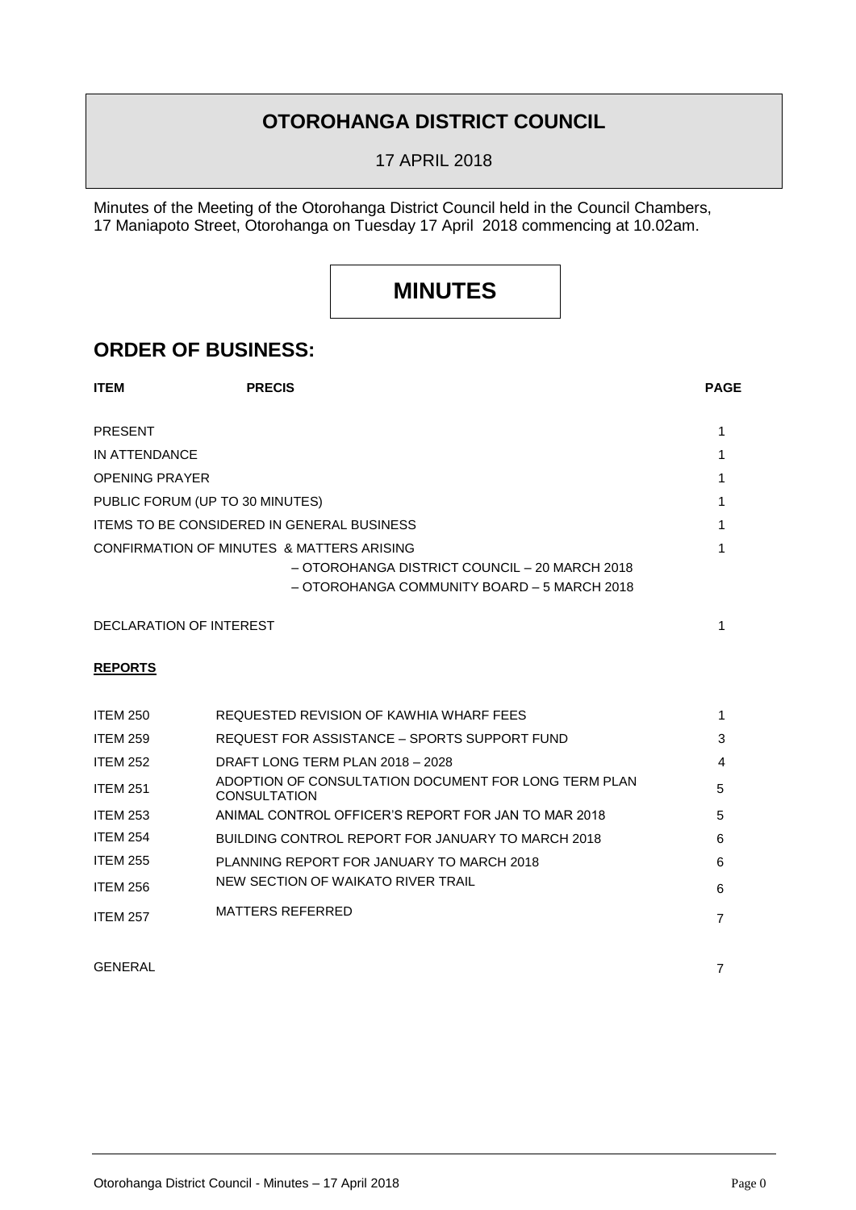# OTOROHANGA DISTRICT COUNCIL

17 APRIL 2018

Minutes of the Meeting of the Otorohanga District Council held in the Council Chambers, 17 Maniapoto Street, Otorohanga on Tuesday 17 April 2018 commencing at 10.02am.

# MINUTES

## ORDER OF BUSINESS:

| ITEM | PRECIS | PAGE |
|---|---|---|
| PRESENT | | 1 |
| IN ATTENDANCE | | 1 |
| OPENING PRAYER | | 1 |
| PUBLIC FORUM (UP TO 30 MINUTES) | | 1 |
| ITEMS TO BE CONSIDERED IN GENERAL BUSINESS | | 1 |
| CONFIRMATION OF MINUTES & MATTERS ARISING | – OTOROHANGA DISTRICT COUNCIL – 20 MARCH 2018<br>– OTOROHANGA COMMUNITY BOARD – 5 MARCH 2018 | 1 |
| DECLARATION OF INTEREST | | 1 |

**REPORTS**

| ITEM | PRECIS | PAGE |
|---|---|---|
| ITEM 250 | REQUESTED REVISION OF KAWHIA WHARF FEES | 1 |
| ITEM 259 | REQUEST FOR ASSISTANCE – SPORTS SUPPORT FUND | 3 |
| ITEM 252 | DRAFT LONG TERM PLAN 2018 – 2028 | 4 |
| ITEM 251 | ADOPTION OF CONSULTATION DOCUMENT FOR LONG TERM PLAN CONSULTATION | 5 |
| ITEM 253 | ANIMAL CONTROL OFFICER'S REPORT FOR JAN TO MAR 2018 | 5 |
| ITEM 254 | BUILDING CONTROL REPORT FOR JANUARY TO MARCH 2018 | 6 |
| ITEM 255 | PLANNING REPORT FOR JANUARY TO MARCH 2018 | 6 |
| ITEM 256 | NEW SECTION OF WAIKATO RIVER TRAIL | 6 |
| ITEM 257 | MATTERS REFERRED | 7 |
| GENERAL | | 7 |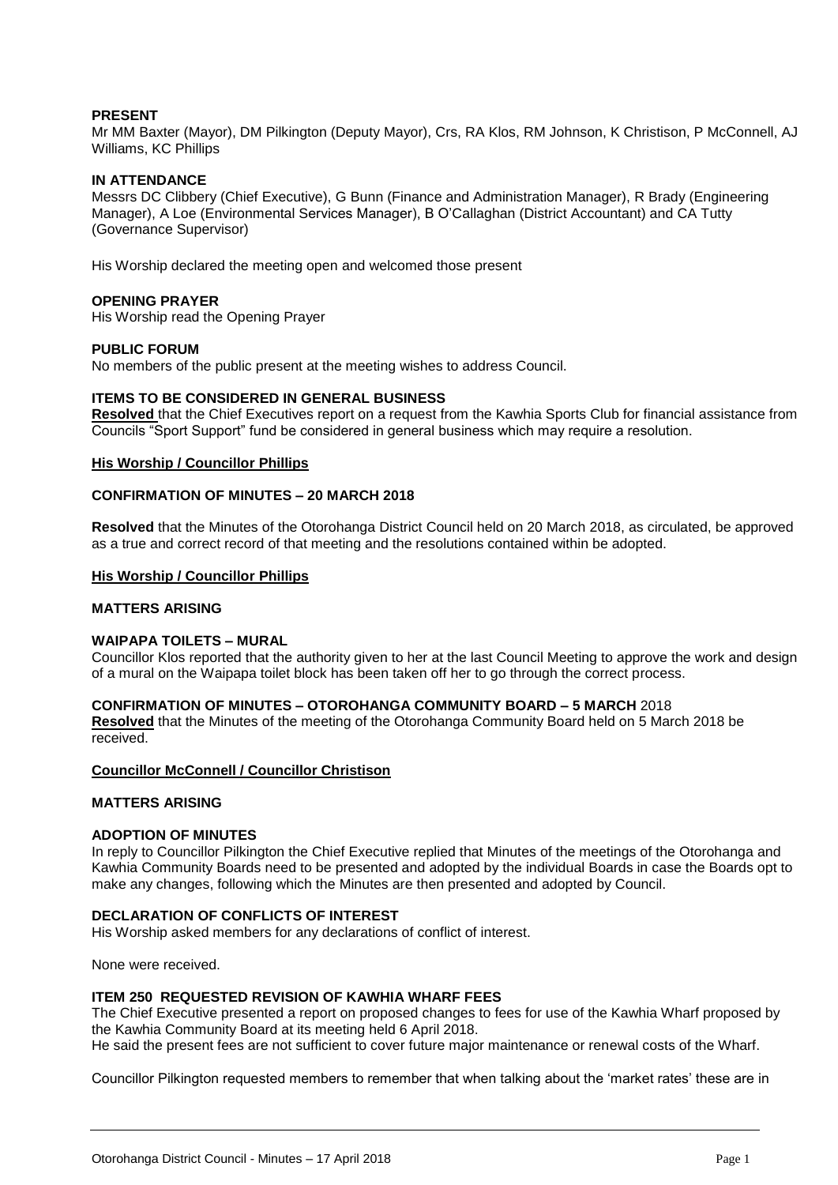**PRESENT**

Mr MM Baxter (Mayor), DM Pilkington (Deputy Mayor), Crs, RA Klos, RM Johnson, K Christison, P McConnell, AJ Williams, KC Phillips

**IN ATTENDANCE**

Messrs DC Clibbery (Chief Executive), G Bunn (Finance and Administration Manager), R Brady (Engineering Manager), A Loe (Environmental Services Manager), B O'Callaghan (District Accountant) and CA Tutty (Governance Supervisor)

His Worship declared the meeting open and welcomed those present

**OPENING PRAYER**

His Worship read the Opening Prayer

**PUBLIC FORUM**

No members of the public present at the meeting wishes to address Council.

**ITEMS TO BE CONSIDERED IN GENERAL BUSINESS**

**Resolved** that the Chief Executives report on a request from the Kawhia Sports Club for financial assistance from Councils "Sport Support" fund be considered in general business which may require a resolution.

**His Worship / Councillor Phillips**

**CONFIRMATION OF MINUTES – 20 MARCH 2018**

**Resolved** that the Minutes of the Otorohanga District Council held on 20 March 2018, as circulated, be approved as a true and correct record of that meeting and the resolutions contained within be adopted.

**His Worship / Councillor Phillips**

**MATTERS ARISING**

**WAIPAPA TOILETS – MURAL**

Councillor Klos reported that the authority given to her at the last Council Meeting to approve the work and design of a mural on the Waipapa toilet block has been taken off her to go through the correct process.

**CONFIRMATION OF MINUTES – OTOROHANGA COMMUNITY BOARD – 5 MARCH** 2018

**Resolved** that the Minutes of the meeting of the Otorohanga Community Board held on 5 March 2018 be received.

**Councillor McConnell / Councillor Christison**

**MATTERS ARISING**

**ADOPTION OF MINUTES**

In reply to Councillor Pilkington the Chief Executive replied that Minutes of the meetings of the Otorohanga and Kawhia Community Boards need to be presented and adopted by the individual Boards in case the Boards opt to make any changes, following which the Minutes are then presented and adopted by Council.

**DECLARATION OF CONFLICTS OF INTEREST**

His Worship asked members for any declarations of conflict of interest.

None were received.

**ITEM 250 REQUESTED REVISION OF KAWHIA WHARF FEES**

The Chief Executive presented a report on proposed changes to fees for use of the Kawhia Wharf proposed by the Kawhia Community Board at its meeting held 6 April 2018.
He said the present fees are not sufficient to cover future major maintenance or renewal costs of the Wharf.

Councillor Pilkington requested members to remember that when talking about the 'market rates' these are in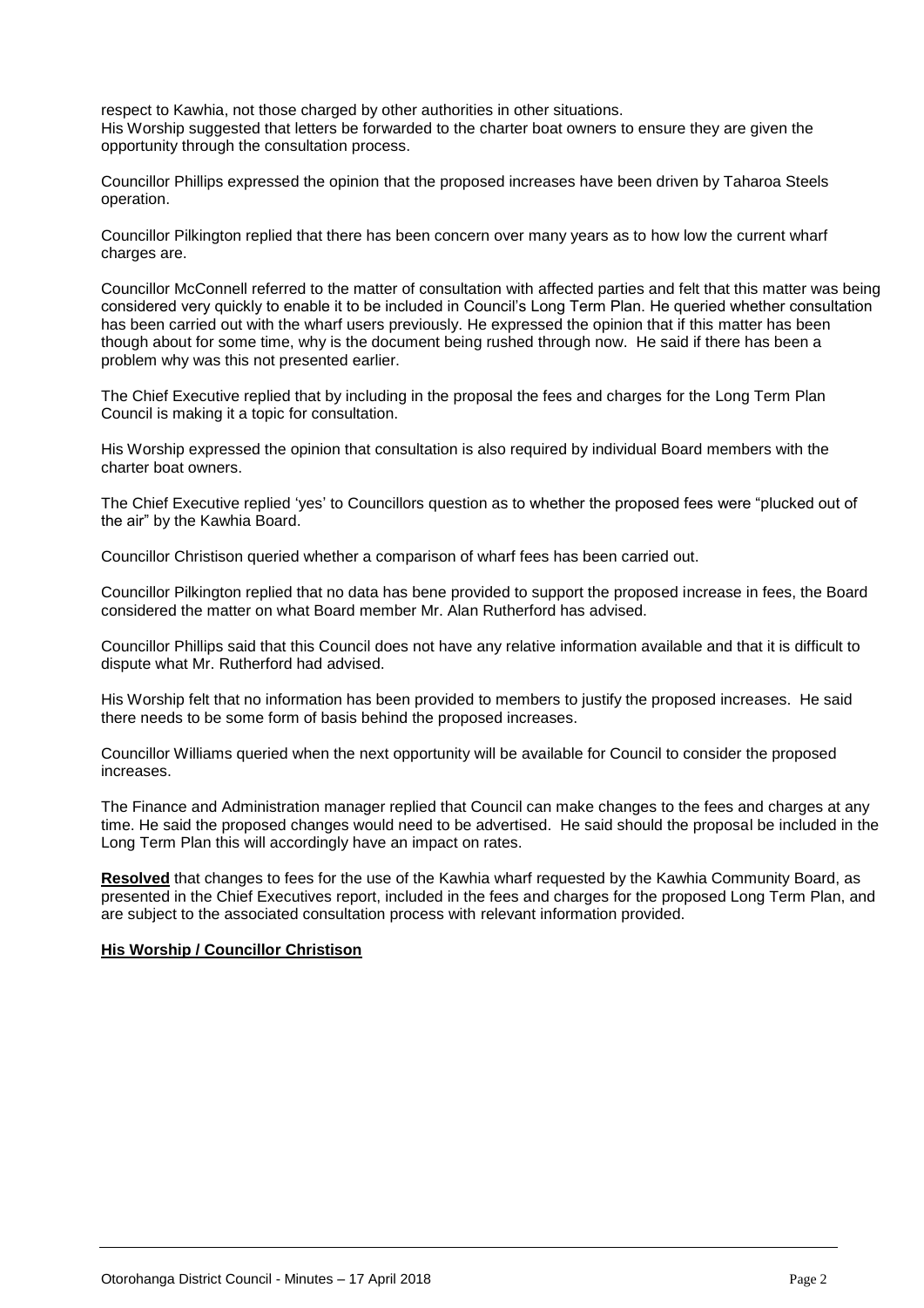respect to Kawhia, not those charged by other authorities in other situations.
His Worship suggested that letters be forwarded to the charter boat owners to ensure they are given the opportunity through the consultation process.

Councillor Phillips expressed the opinion that the proposed increases have been driven by Taharoa Steels operation.

Councillor Pilkington replied that there has been concern over many years as to how low the current wharf charges are.

Councillor McConnell referred to the matter of consultation with affected parties and felt that this matter was being considered very quickly to enable it to be included in Council's Long Term Plan. He queried whether consultation has been carried out with the wharf users previously. He expressed the opinion that if this matter has been though about for some time, why is the document being rushed through now. He said if there has been a problem why was this not presented earlier.

The Chief Executive replied that by including in the proposal the fees and charges for the Long Term Plan Council is making it a topic for consultation.

His Worship expressed the opinion that consultation is also required by individual Board members with the charter boat owners.

The Chief Executive replied 'yes' to Councillors question as to whether the proposed fees were "plucked out of the air" by the Kawhia Board.

Councillor Christison queried whether a comparison of wharf fees has been carried out.

Councillor Pilkington replied that no data has bene provided to support the proposed increase in fees, the Board considered the matter on what Board member Mr. Alan Rutherford has advised.

Councillor Phillips said that this Council does not have any relative information available and that it is difficult to dispute what Mr. Rutherford had advised.

His Worship felt that no information has been provided to members to justify the proposed increases. He said there needs to be some form of basis behind the proposed increases.

Councillor Williams queried when the next opportunity will be available for Council to consider the proposed increases.

The Finance and Administration manager replied that Council can make changes to the fees and charges at any time. He said the proposed changes would need to be advertised. He said should the proposal be included in the Long Term Plan this will accordingly have an impact on rates.

**Resolved** that changes to fees for the use of the Kawhia wharf requested by the Kawhia Community Board, as presented in the Chief Executives report, included in the fees and charges for the proposed Long Term Plan, and are subject to the associated consultation process with relevant information provided.

**His Worship / Councillor Christison**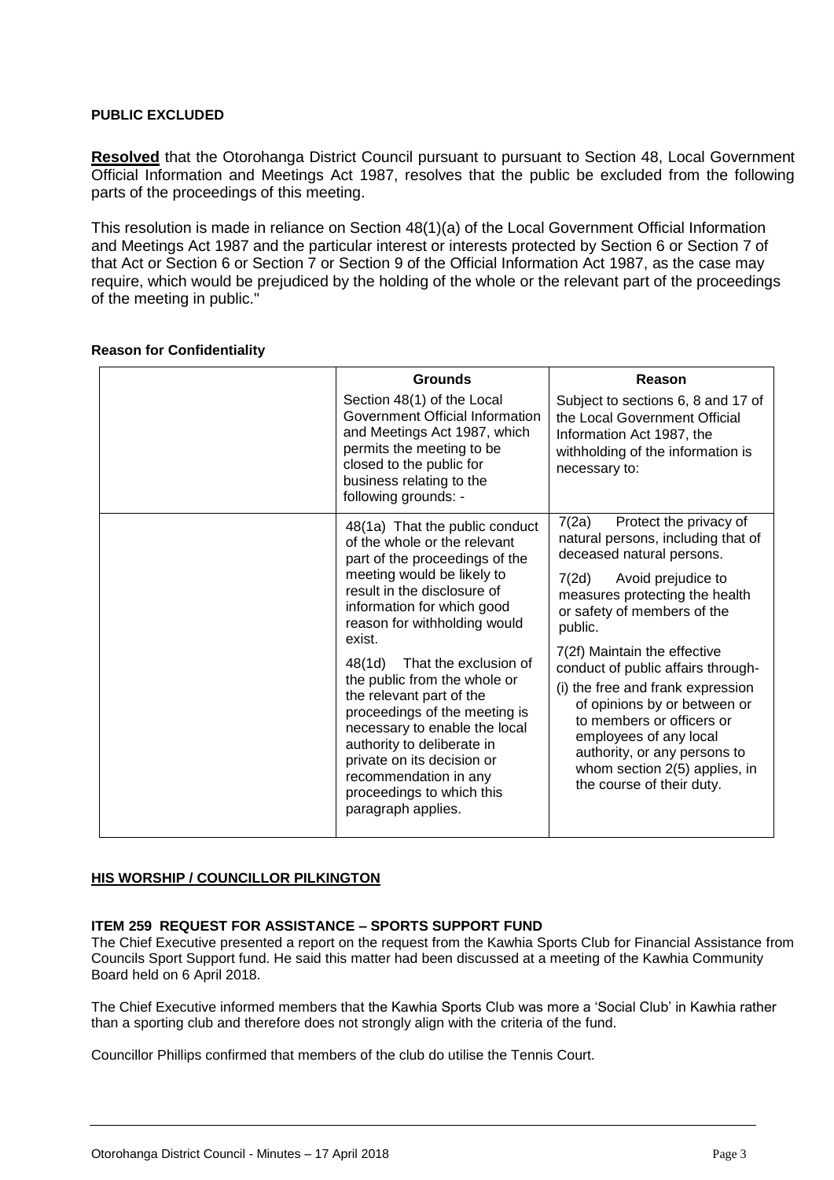**PUBLIC EXCLUDED**

**Resolved** that the Otorohanga District Council pursuant to pursuant to Section 48, Local Government Official Information and Meetings Act 1987, resolves that the public be excluded from the following parts of the proceedings of this meeting.

This resolution is made in reliance on Section 48(1)(a) of the Local Government Official Information and Meetings Act 1987 and the particular interest or interests protected by Section 6 or Section 7 of that Act or Section 6 or Section 7 or Section 9 of the Official Information Act 1987, as the case may require, which would be prejudiced by the holding of the whole or the relevant part of the proceedings of the meeting in public."

**Reason for Confidentiality**

| | **Grounds** | **Reason** |
|---|---|---|
| | Section 48(1) of the Local Government Official Information and Meetings Act 1987, which permits the meeting to be closed to the public for business relating to the following grounds: - | Subject to sections 6, 8 and 17 of the Local Government Official Information Act 1987, the withholding of the information is necessary to: |
| | 48(1a) That the public conduct of the whole or the relevant part of the proceedings of the meeting would be likely to result in the disclosure of information for which good reason for withholding would exist.<br><br>48(1d) That the exclusion of the public from the whole or the relevant part of the proceedings of the meeting is necessary to enable the local authority to deliberate in private on its decision or recommendation in any proceedings to which this paragraph applies. | 7(2a) Protect the privacy of natural persons, including that of deceased natural persons.<br><br>7(2d) Avoid prejudice to measures protecting the health or safety of members of the public.<br><br>7(2f) Maintain the effective conduct of public affairs through-<br>(i) the free and frank expression of opinions by or between or to members or officers or employees of any local authority, or any persons to whom section 2(5) applies, in the course of their duty. |

**HIS WORSHIP / COUNCILLOR PILKINGTON**

**ITEM 259 REQUEST FOR ASSISTANCE – SPORTS SUPPORT FUND**

The Chief Executive presented a report on the request from the Kawhia Sports Club for Financial Assistance from Councils Sport Support fund. He said this matter had been discussed at a meeting of the Kawhia Community Board held on 6 April 2018.

The Chief Executive informed members that the Kawhia Sports Club was more a 'Social Club' in Kawhia rather than a sporting club and therefore does not strongly align with the criteria of the fund.

Councillor Phillips confirmed that members of the club do utilise the Tennis Court.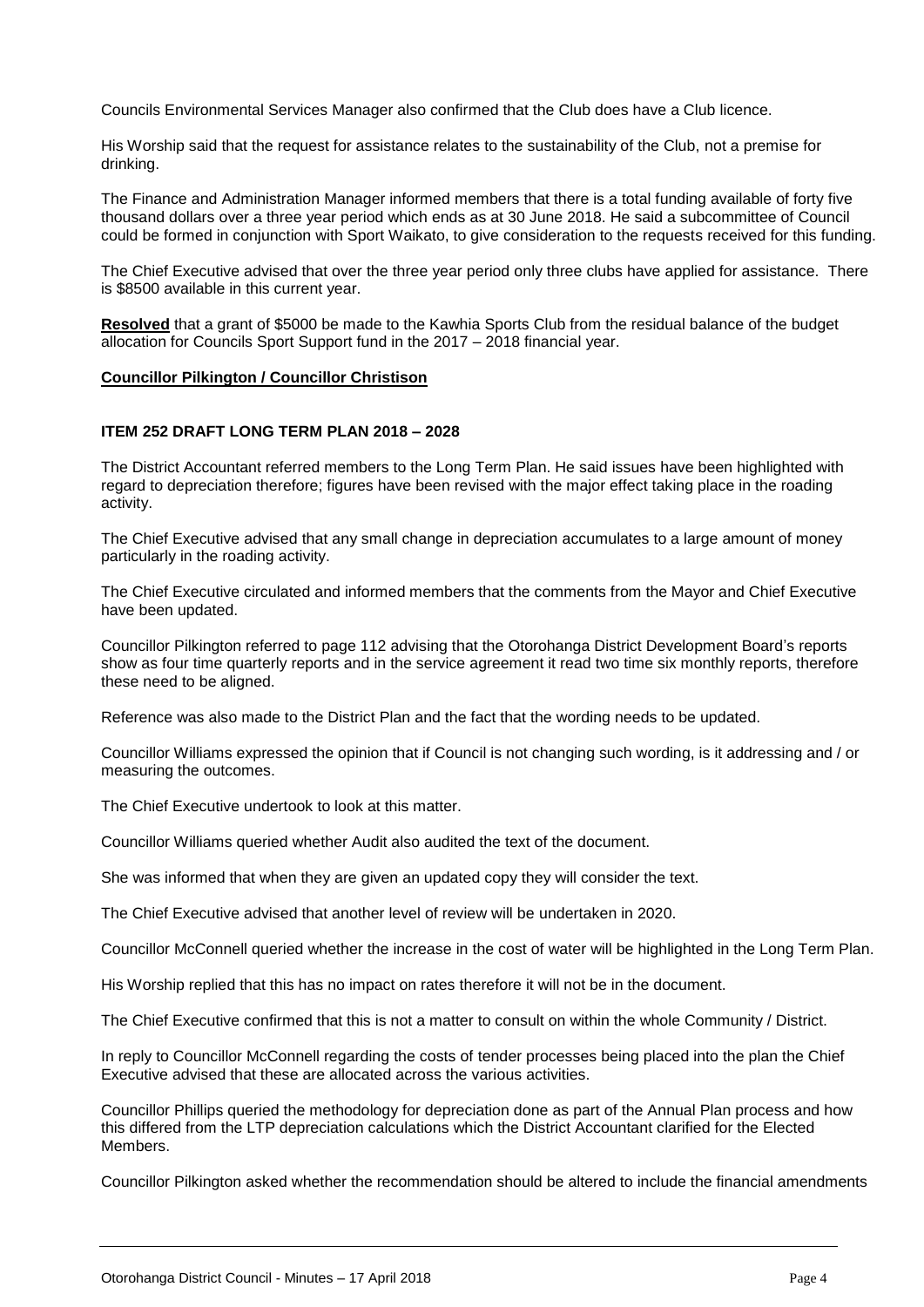Councils Environmental Services Manager also confirmed that the Club does have a Club licence.

His Worship said that the request for assistance relates to the sustainability of the Club, not a premise for drinking.

The Finance and Administration Manager informed members that there is a total funding available of forty five thousand dollars over a three year period which ends as at 30 June 2018. He said a subcommittee of Council could be formed in conjunction with Sport Waikato, to give consideration to the requests received for this funding.

The Chief Executive advised that over the three year period only three clubs have applied for assistance. There is $8500 available in this current year.

**Resolved** that a grant of $5000 be made to the Kawhia Sports Club from the residual balance of the budget allocation for Councils Sport Support fund in the 2017 – 2018 financial year.

**Councillor Pilkington / Councillor Christison**

**ITEM 252 DRAFT LONG TERM PLAN 2018 – 2028**

The District Accountant referred members to the Long Term Plan. He said issues have been highlighted with regard to depreciation therefore; figures have been revised with the major effect taking place in the roading activity.

The Chief Executive advised that any small change in depreciation accumulates to a large amount of money particularly in the roading activity.

The Chief Executive circulated and informed members that the comments from the Mayor and Chief Executive have been updated.

Councillor Pilkington referred to page 112 advising that the Otorohanga District Development Board's reports show as four time quarterly reports and in the service agreement it read two time six monthly reports, therefore these need to be aligned.

Reference was also made to the District Plan and the fact that the wording needs to be updated.

Councillor Williams expressed the opinion that if Council is not changing such wording, is it addressing and / or measuring the outcomes.

The Chief Executive undertook to look at this matter.

Councillor Williams queried whether Audit also audited the text of the document.

She was informed that when they are given an updated copy they will consider the text.

The Chief Executive advised that another level of review will be undertaken in 2020.

Councillor McConnell queried whether the increase in the cost of water will be highlighted in the Long Term Plan.

His Worship replied that this has no impact on rates therefore it will not be in the document.

The Chief Executive confirmed that this is not a matter to consult on within the whole Community / District.

In reply to Councillor McConnell regarding the costs of tender processes being placed into the plan the Chief Executive advised that these are allocated across the various activities.

Councillor Phillips queried the methodology for depreciation done as part of the Annual Plan process and how this differed from the LTP depreciation calculations which the District Accountant clarified for the Elected Members.

Councillor Pilkington asked whether the recommendation should be altered to include the financial amendments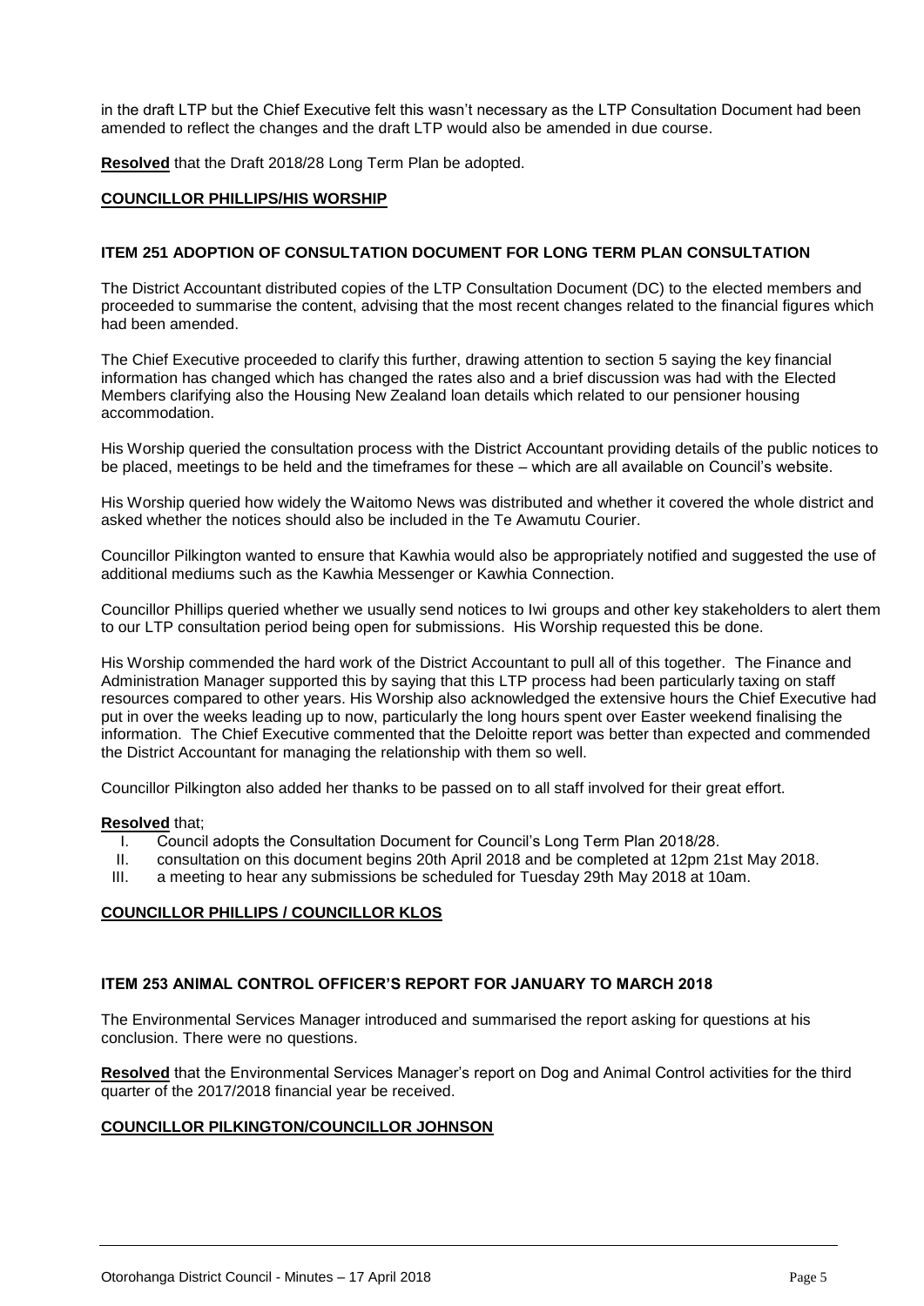in the draft LTP but the Chief Executive felt this wasn't necessary as the LTP Consultation Document had been amended to reflect the changes and the draft LTP would also be amended in due course.

**Resolved** that the Draft 2018/28 Long Term Plan be adopted.

**COUNCILLOR PHILLIPS/HIS WORSHIP**

### ITEM 251 ADOPTION OF CONSULTATION DOCUMENT FOR LONG TERM PLAN CONSULTATION

The District Accountant distributed copies of the LTP Consultation Document (DC) to the elected members and proceeded to summarise the content, advising that the most recent changes related to the financial figures which had been amended.

The Chief Executive proceeded to clarify this further, drawing attention to section 5 saying the key financial information has changed which has changed the rates also and a brief discussion was had with the Elected Members clarifying also the Housing New Zealand loan details which related to our pensioner housing accommodation.

His Worship queried the consultation process with the District Accountant providing details of the public notices to be placed, meetings to be held and the timeframes for these – which are all available on Council's website.

His Worship queried how widely the Waitomo News was distributed and whether it covered the whole district and asked whether the notices should also be included in the Te Awamutu Courier.

Councillor Pilkington wanted to ensure that Kawhia would also be appropriately notified and suggested the use of additional mediums such as the Kawhia Messenger or Kawhia Connection.

Councillor Phillips queried whether we usually send notices to Iwi groups and other key stakeholders to alert them to our LTP consultation period being open for submissions. His Worship requested this be done.

His Worship commended the hard work of the District Accountant to pull all of this together. The Finance and Administration Manager supported this by saying that this LTP process had been particularly taxing on staff resources compared to other years. His Worship also acknowledged the extensive hours the Chief Executive had put in over the weeks leading up to now, particularly the long hours spent over Easter weekend finalising the information. The Chief Executive commented that the Deloitte report was better than expected and commended the District Accountant for managing the relationship with them so well.

Councillor Pilkington also added her thanks to be passed on to all staff involved for their great effort.

**Resolved** that;

I. Council adopts the Consultation Document for Council's Long Term Plan 2018/28.
II. consultation on this document begins 20th April 2018 and be completed at 12pm 21st May 2018.
III. a meeting to hear any submissions be scheduled for Tuesday 29th May 2018 at 10am.

**COUNCILLOR PHILLIPS / COUNCILLOR KLOS**

### ITEM 253 ANIMAL CONTROL OFFICER'S REPORT FOR JANUARY TO MARCH 2018

The Environmental Services Manager introduced and summarised the report asking for questions at his conclusion. There were no questions.

**Resolved** that the Environmental Services Manager's report on Dog and Animal Control activities for the third quarter of the 2017/2018 financial year be received.

**COUNCILLOR PILKINGTON/COUNCILLOR JOHNSON**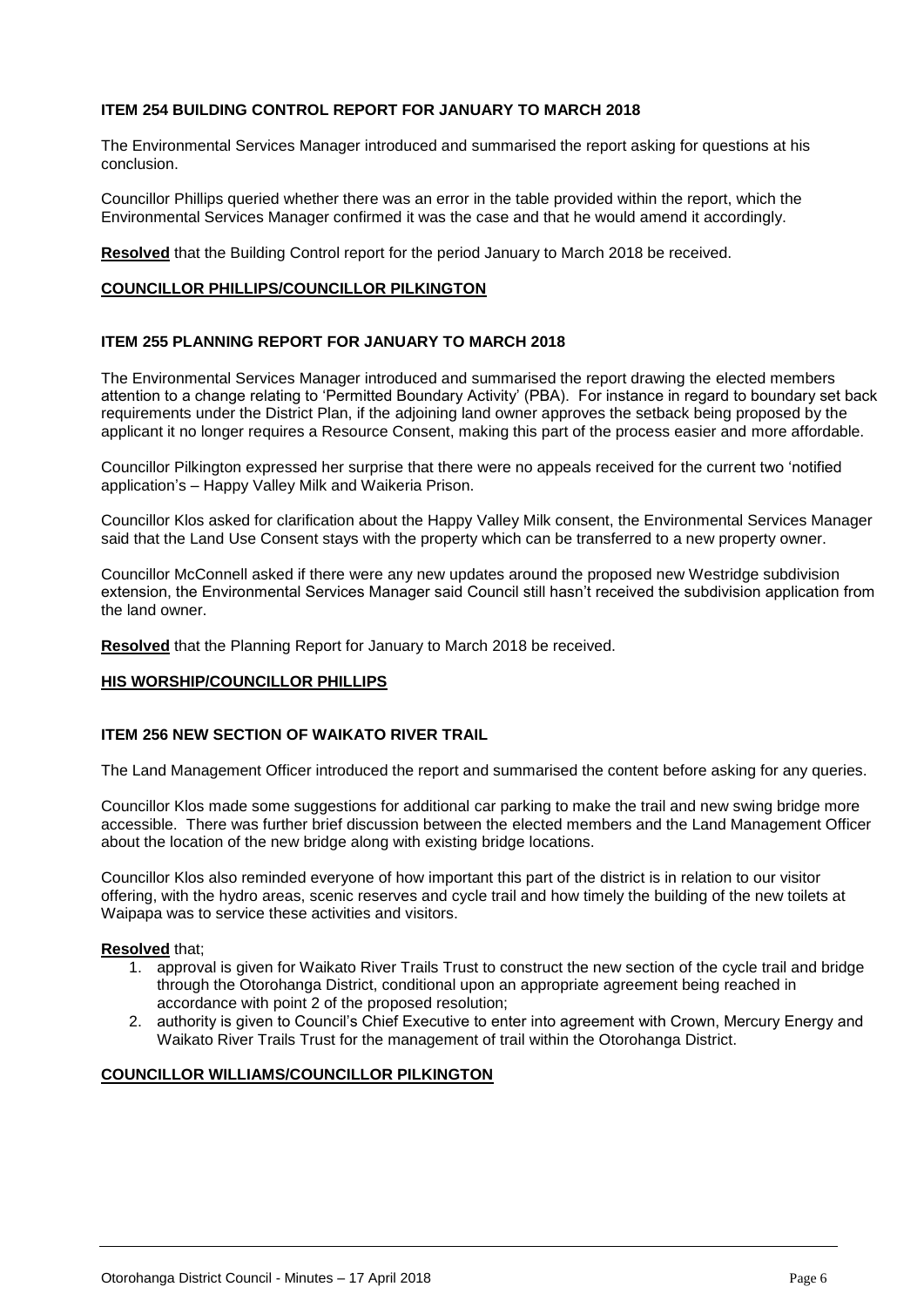**ITEM 254 BUILDING CONTROL REPORT FOR JANUARY TO MARCH 2018**

The Environmental Services Manager introduced and summarised the report asking for questions at his conclusion.

Councillor Phillips queried whether there was an error in the table provided within the report, which the Environmental Services Manager confirmed it was the case and that he would amend it accordingly.

**Resolved** that the Building Control report for the period January to March 2018 be received.

**COUNCILLOR PHILLIPS/COUNCILLOR PILKINGTON**

**ITEM 255 PLANNING REPORT FOR JANUARY TO MARCH 2018**

The Environmental Services Manager introduced and summarised the report drawing the elected members attention to a change relating to 'Permitted Boundary Activity' (PBA). For instance in regard to boundary set back requirements under the District Plan, if the adjoining land owner approves the setback being proposed by the applicant it no longer requires a Resource Consent, making this part of the process easier and more affordable.

Councillor Pilkington expressed her surprise that there were no appeals received for the current two 'notified application's – Happy Valley Milk and Waikeria Prison.

Councillor Klos asked for clarification about the Happy Valley Milk consent, the Environmental Services Manager said that the Land Use Consent stays with the property which can be transferred to a new property owner.

Councillor McConnell asked if there were any new updates around the proposed new Westridge subdivision extension, the Environmental Services Manager said Council still hasn't received the subdivision application from the land owner.

**Resolved** that the Planning Report for January to March 2018 be received.

**HIS WORSHIP/COUNCILLOR PHILLIPS**

**ITEM 256 NEW SECTION OF WAIKATO RIVER TRAIL**

The Land Management Officer introduced the report and summarised the content before asking for any queries.

Councillor Klos made some suggestions for additional car parking to make the trail and new swing bridge more accessible. There was further brief discussion between the elected members and the Land Management Officer about the location of the new bridge along with existing bridge locations.

Councillor Klos also reminded everyone of how important this part of the district is in relation to our visitor offering, with the hydro areas, scenic reserves and cycle trail and how timely the building of the new toilets at Waipapa was to service these activities and visitors.

**Resolved** that;

1. approval is given for Waikato River Trails Trust to construct the new section of the cycle trail and bridge through the Otorohanga District, conditional upon an appropriate agreement being reached in accordance with point 2 of the proposed resolution;
2. authority is given to Council's Chief Executive to enter into agreement with Crown, Mercury Energy and Waikato River Trails Trust for the management of trail within the Otorohanga District.

**COUNCILLOR WILLIAMS/COUNCILLOR PILKINGTON**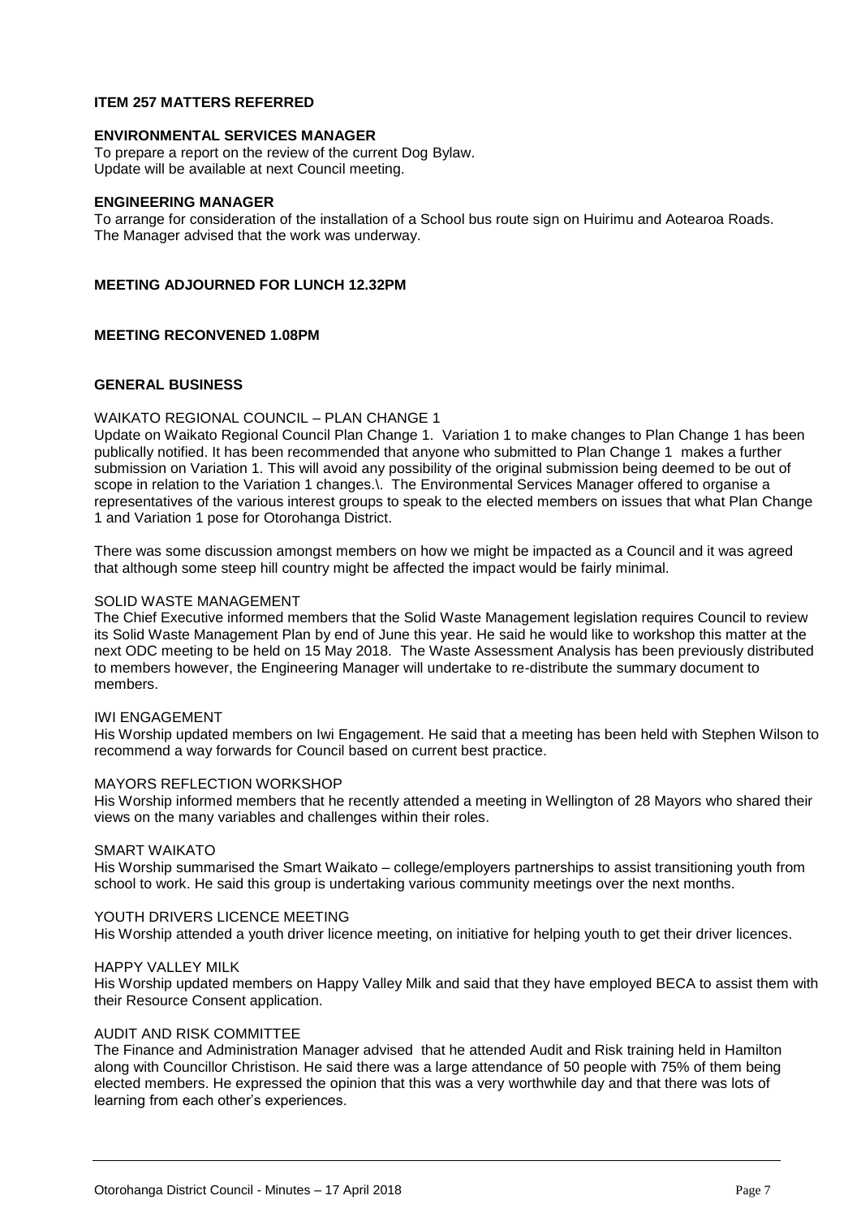**ITEM 257 MATTERS REFERRED**

**ENVIRONMENTAL SERVICES MANAGER**

To prepare a report on the review of the current Dog Bylaw.
Update will be available at next Council meeting.

**ENGINEERING MANAGER**

To arrange for consideration of the installation of a School bus route sign on Huirimu and Aotearoa Roads.
The Manager advised that the work was underway.

**MEETING ADJOURNED FOR LUNCH 12.32PM**

**MEETING RECONVENED 1.08PM**

**GENERAL BUSINESS**

WAIKATO REGIONAL COUNCIL – PLAN CHANGE 1

Update on Waikato Regional Council Plan Change 1. Variation 1 to make changes to Plan Change 1 has been publically notified. It has been recommended that anyone who submitted to Plan Change 1 makes a further submission on Variation 1. This will avoid any possibility of the original submission being deemed to be out of scope in relation to the Variation 1 changes.\. The Environmental Services Manager offered to organise a representatives of the various interest groups to speak to the elected members on issues that what Plan Change 1 and Variation 1 pose for Otorohanga District.

There was some discussion amongst members on how we might be impacted as a Council and it was agreed that although some steep hill country might be affected the impact would be fairly minimal.

SOLID WASTE MANAGEMENT

The Chief Executive informed members that the Solid Waste Management legislation requires Council to review its Solid Waste Management Plan by end of June this year. He said he would like to workshop this matter at the next ODC meeting to be held on 15 May 2018. The Waste Assessment Analysis has been previously distributed to members however, the Engineering Manager will undertake to re-distribute the summary document to members.

IWI ENGAGEMENT

His Worship updated members on Iwi Engagement. He said that a meeting has been held with Stephen Wilson to recommend a way forwards for Council based on current best practice.

MAYORS REFLECTION WORKSHOP

His Worship informed members that he recently attended a meeting in Wellington of 28 Mayors who shared their views on the many variables and challenges within their roles.

SMART WAIKATO

His Worship summarised the Smart Waikato – college/employers partnerships to assist transitioning youth from school to work. He said this group is undertaking various community meetings over the next months.

YOUTH DRIVERS LICENCE MEETING

His Worship attended a youth driver licence meeting, on initiative for helping youth to get their driver licences.

HAPPY VALLEY MILK

His Worship updated members on Happy Valley Milk and said that they have employed BECA to assist them with their Resource Consent application.

AUDIT AND RISK COMMITTEE

The Finance and Administration Manager advised that he attended Audit and Risk training held in Hamilton along with Councillor Christison. He said there was a large attendance of 50 people with 75% of them being elected members. He expressed the opinion that this was a very worthwhile day and that there was lots of learning from each other's experiences.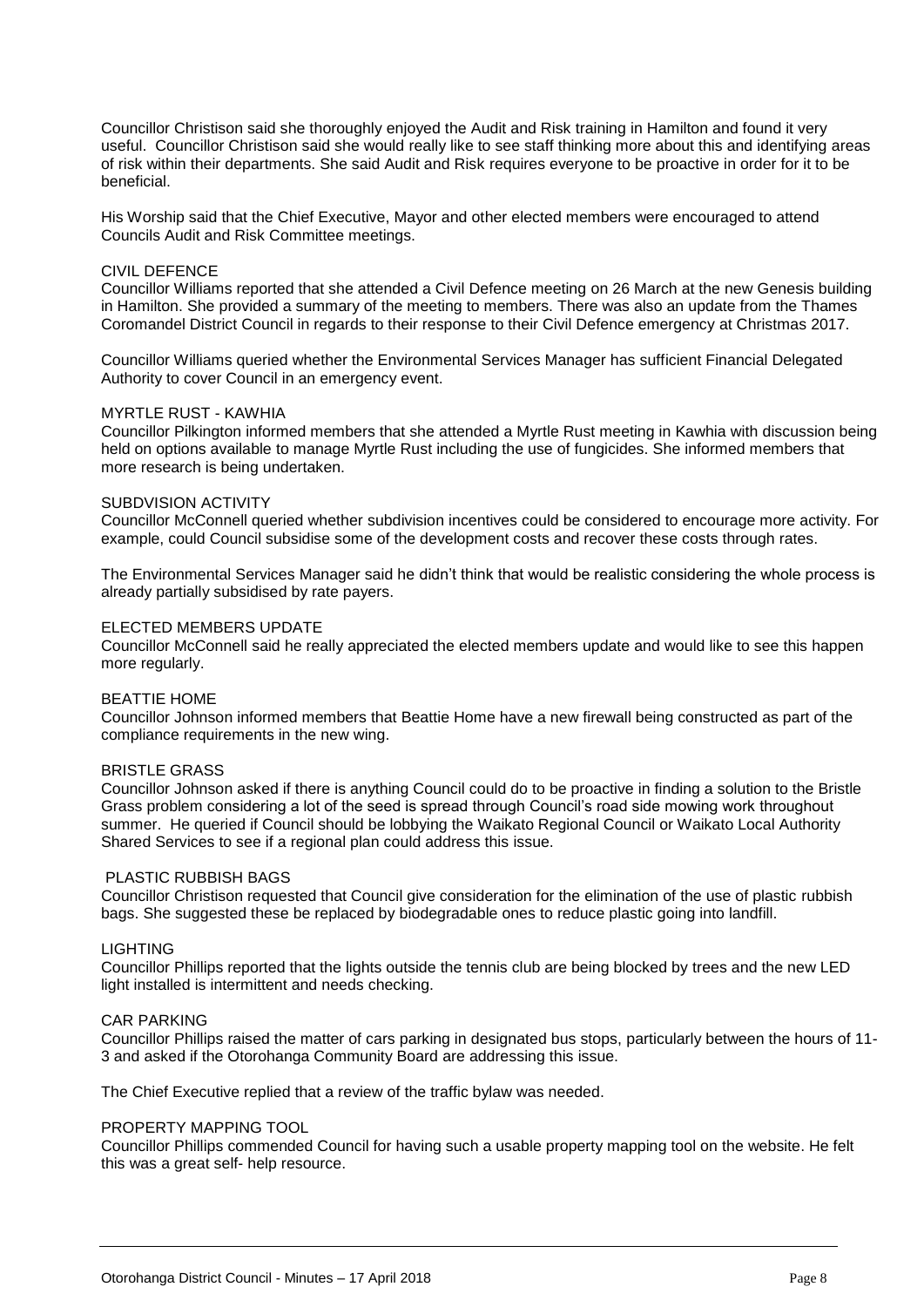Councillor Christison said she thoroughly enjoyed the Audit and Risk training in Hamilton and found it very useful. Councillor Christison said she would really like to see staff thinking more about this and identifying areas of risk within their departments. She said Audit and Risk requires everyone to be proactive in order for it to be beneficial.

His Worship said that the Chief Executive, Mayor and other elected members were encouraged to attend Councils Audit and Risk Committee meetings.

CIVIL DEFENCE
Councillor Williams reported that she attended a Civil Defence meeting on 26 March at the new Genesis building in Hamilton. She provided a summary of the meeting to members. There was also an update from the Thames Coromandel District Council in regards to their response to their Civil Defence emergency at Christmas 2017.

Councillor Williams queried whether the Environmental Services Manager has sufficient Financial Delegated Authority to cover Council in an emergency event.

MYRTLE RUST - KAWHIA
Councillor Pilkington informed members that she attended a Myrtle Rust meeting in Kawhia with discussion being held on options available to manage Myrtle Rust including the use of fungicides. She informed members that more research is being undertaken.

SUBDVISION ACTIVITY
Councillor McConnell queried whether subdivision incentives could be considered to encourage more activity. For example, could Council subsidise some of the development costs and recover these costs through rates.

The Environmental Services Manager said he didn't think that would be realistic considering the whole process is already partially subsidised by rate payers.

ELECTED MEMBERS UPDATE
Councillor McConnell said he really appreciated the elected members update and would like to see this happen more regularly.

BEATTIE HOME
Councillor Johnson informed members that Beattie Home have a new firewall being constructed as part of the compliance requirements in the new wing.

BRISTLE GRASS
Councillor Johnson asked if there is anything Council could do to be proactive in finding a solution to the Bristle Grass problem considering a lot of the seed is spread through Council's road side mowing work throughout summer. He queried if Council should be lobbying the Waikato Regional Council or Waikato Local Authority Shared Services to see if a regional plan could address this issue.

PLASTIC RUBBISH BAGS
Councillor Christison requested that Council give consideration for the elimination of the use of plastic rubbish bags. She suggested these be replaced by biodegradable ones to reduce plastic going into landfill.

LIGHTING
Councillor Phillips reported that the lights outside the tennis club are being blocked by trees and the new LED light installed is intermittent and needs checking.

CAR PARKING
Councillor Phillips raised the matter of cars parking in designated bus stops, particularly between the hours of 11-3 and asked if the Otorohanga Community Board are addressing this issue.

The Chief Executive replied that a review of the traffic bylaw was needed.

PROPERTY MAPPING TOOL
Councillor Phillips commended Council for having such a usable property mapping tool on the website. He felt this was a great self- help resource.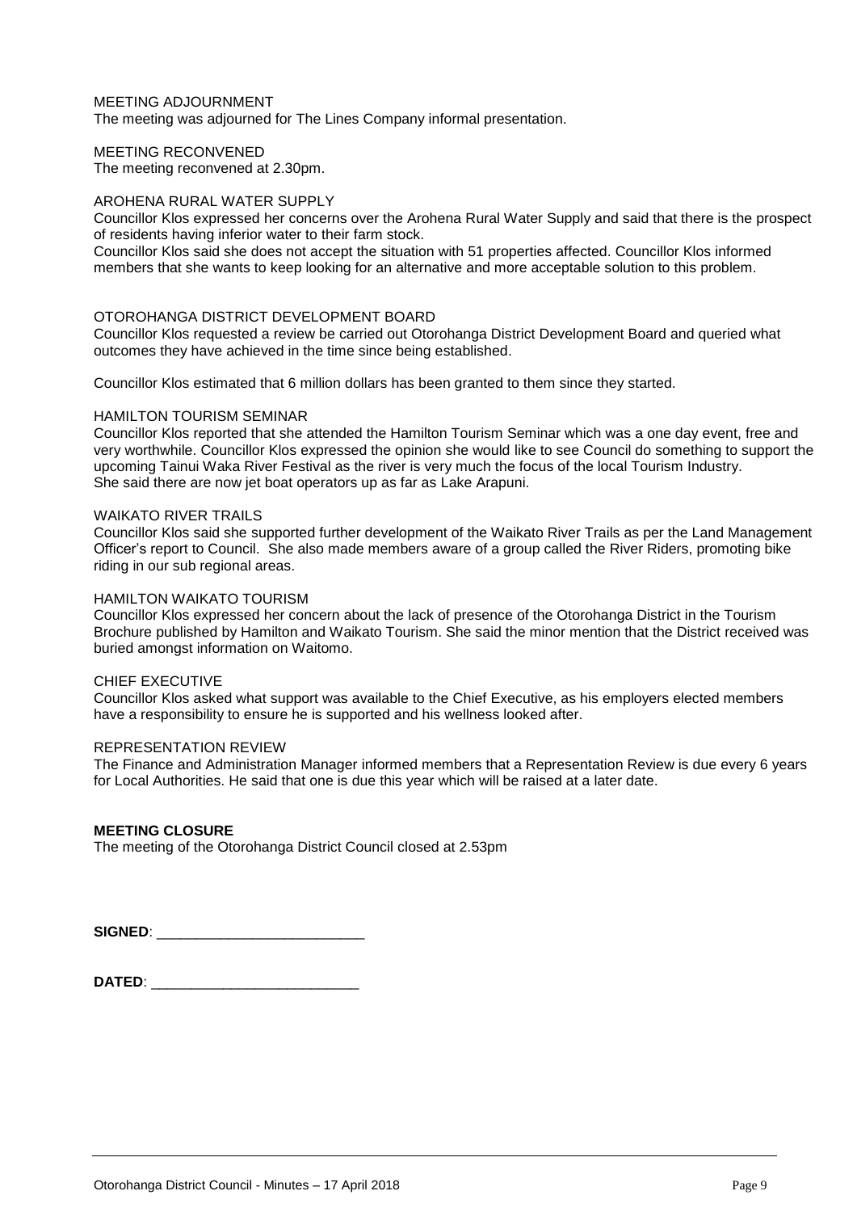MEETING ADJOURNMENT
The meeting was adjourned for The Lines Company informal presentation.

MEETING RECONVENED
The meeting reconvened at 2.30pm.

AROHENA RURAL WATER SUPPLY
Councillor Klos expressed her concerns over the Arohena Rural Water Supply and said that there is the prospect of residents having inferior water to their farm stock.
Councillor Klos said she does not accept the situation with 51 properties affected. Councillor Klos informed members that she wants to keep looking for an alternative and more acceptable solution to this problem.

OTOROHANGA DISTRICT DEVELOPMENT BOARD
Councillor Klos requested a review be carried out Otorohanga District Development Board and queried what outcomes they have achieved in the time since being established.

Councillor Klos estimated that 6 million dollars has been granted to them since they started.

HAMILTON TOURISM SEMINAR
Councillor Klos reported that she attended the Hamilton Tourism Seminar which was a one day event, free and very worthwhile. Councillor Klos expressed the opinion she would like to see Council do something to support the upcoming Tainui Waka River Festival as the river is very much the focus of the local Tourism Industry.
She said there are now jet boat operators up as far as Lake Arapuni.

WAIKATO RIVER TRAILS
Councillor Klos said she supported further development of the Waikato River Trails as per the Land Management Officer's report to Council. She also made members aware of a group called the River Riders, promoting bike riding in our sub regional areas.

HAMILTON WAIKATO TOURISM
Councillor Klos expressed her concern about the lack of presence of the Otorohanga District in the Tourism Brochure published by Hamilton and Waikato Tourism. She said the minor mention that the District received was buried amongst information on Waitomo.

CHIEF EXECUTIVE
Councillor Klos asked what support was available to the Chief Executive, as his employers elected members have a responsibility to ensure he is supported and his wellness looked after.

REPRESENTATION REVIEW
The Finance and Administration Manager informed members that a Representation Review is due every 6 years for Local Authorities. He said that one is due this year which will be raised at a later date.

**MEETING CLOSURE**
The meeting of the Otorohanga District Council closed at 2.53pm

**SIGNED**: ___________________________

**DATED**: ___________________________